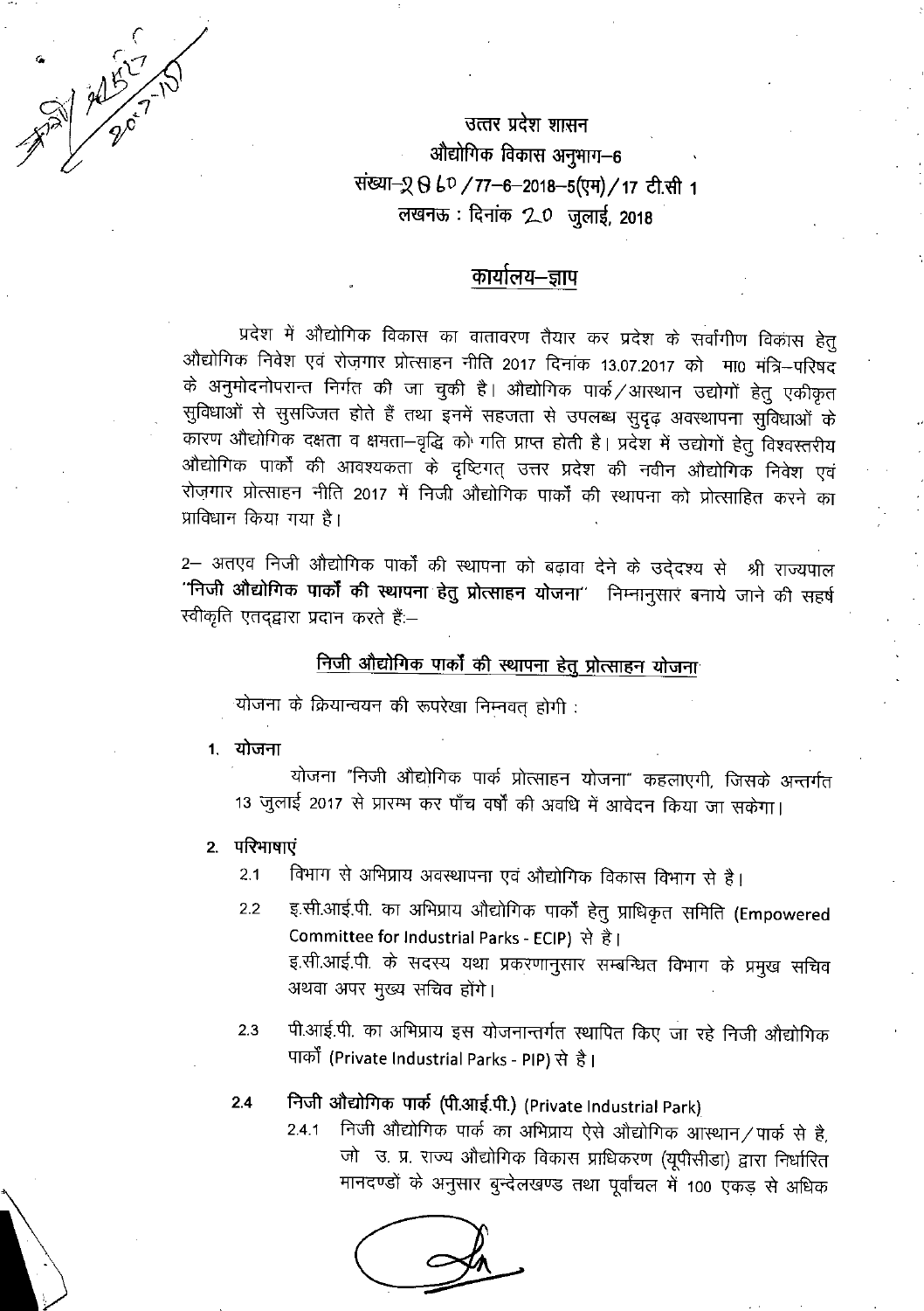उत्तर प्रदेश शासन

औद्योगिक विकास अनुभाग–6

संख्या–2960/77–6–2018–5(एम)/17 टी.सी 1

लखनऊ : दिनांक 20 जुलाई, 2018

## कार्यालय–ज्ञाप

प्रदेश में औद्योगिक विकास का वातावरण तैयार कर प्रदेश के सर्वांगीण विकास हेतु औद्योगिक निवेश एवं रोज़गार प्रोत्साहन नीति 2017 दिनांक 13.07.2017 को मा0 मंत्रि–परिषद के अनुमोदनोपरान्त निर्गत की जा चुकी है। औद्योगिक पार्क/आस्थान उद्योगों हेतु एकीकृत सुविधाओं से सुसज्जित होते हैं तथा इनमें सहजता से उपलब्ध सुदृढ़ अवस्थापना सुविधाओं के कारण औद्योगिक दक्षता व क्षमता–वृद्धि को गति प्राप्त होती है। प्रदेश में उद्योगों हेतु विश्वस्तरीय औद्योगिक पार्कों की आवश्यकता के दृष्टिगत् उत्तर प्रदेश की नवीन औद्योगिक निवेश एवं रोज़गार प्रोत्साहन नीति 2017 में निजी औद्योगिक पार्कों की स्थापना को प्रोत्साहित करने का प्राविधान किया गया है।

2– अतएव निजी औद्योगिक पार्कों की स्थापना को बढ़ावा देने के उद्देश्य से श्री राज्यपाल **"निजी औद्योगिक पार्कों की स्थापना हेतु प्रोत्साहन योजना"** निम्नानुसार बनाये जाने की सहर्ष स्वीकृति एतद्द्वारा प्रदान करते हैं:–

### निजी औद्योगिक पार्कों की स्थापना हेतु प्रोत्साहन योजना

योजना के क्रियान्वयन की रूपरेखा निम्नवत् होगी :

**1. योजना**

योजना "निजी औद्योगिक पार्क प्रोत्साहन योजना" कहलाएगी, जिसके अन्तर्गत 13 जुलाई 2017 से प्रारम्भ कर पाँच वर्षों की अवधि में आवेदन किया जा सकेगा।

**2. परिभाषाएं**

2.1 विभाग से अभिप्राय अवस्थापना एवं औद्योगिक विकास विभाग से है।

2.2 इ.सी.आई.पी. का अभिप्राय औद्योगिक पार्कों हेतु प्राधिकृत समिति (Empowered Committee for Industrial Parks - ECIP) से है।
इ.सी.आई.पी. के सदस्य यथा प्रकरणानुसार सम्बन्धित विभाग के प्रमुख सचिव अथवा अपर मुख्य सचिव होंगे।

2.3 पी.आई.पी. का अभिप्राय इस योजनान्तर्गत स्थापित किए जा रहे निजी औद्योगिक पार्कों (Private Industrial Parks - PIP) से है।

2.4 **निजी औद्योगिक पार्क (पी.आई.पी.) (Private Industrial Park)**

2.4.1 निजी औद्योगिक पार्क का अभिप्राय ऐसे औद्योगिक आस्थान/पार्क से है, जो उ. प्र. राज्य औद्योगिक विकास प्राधिकरण (यूपीसीडा) द्वारा निर्धारित मानदण्डों के अनुसार बुन्देलखण्ड तथा पूर्वांचल में 100 एकड़ से अधिक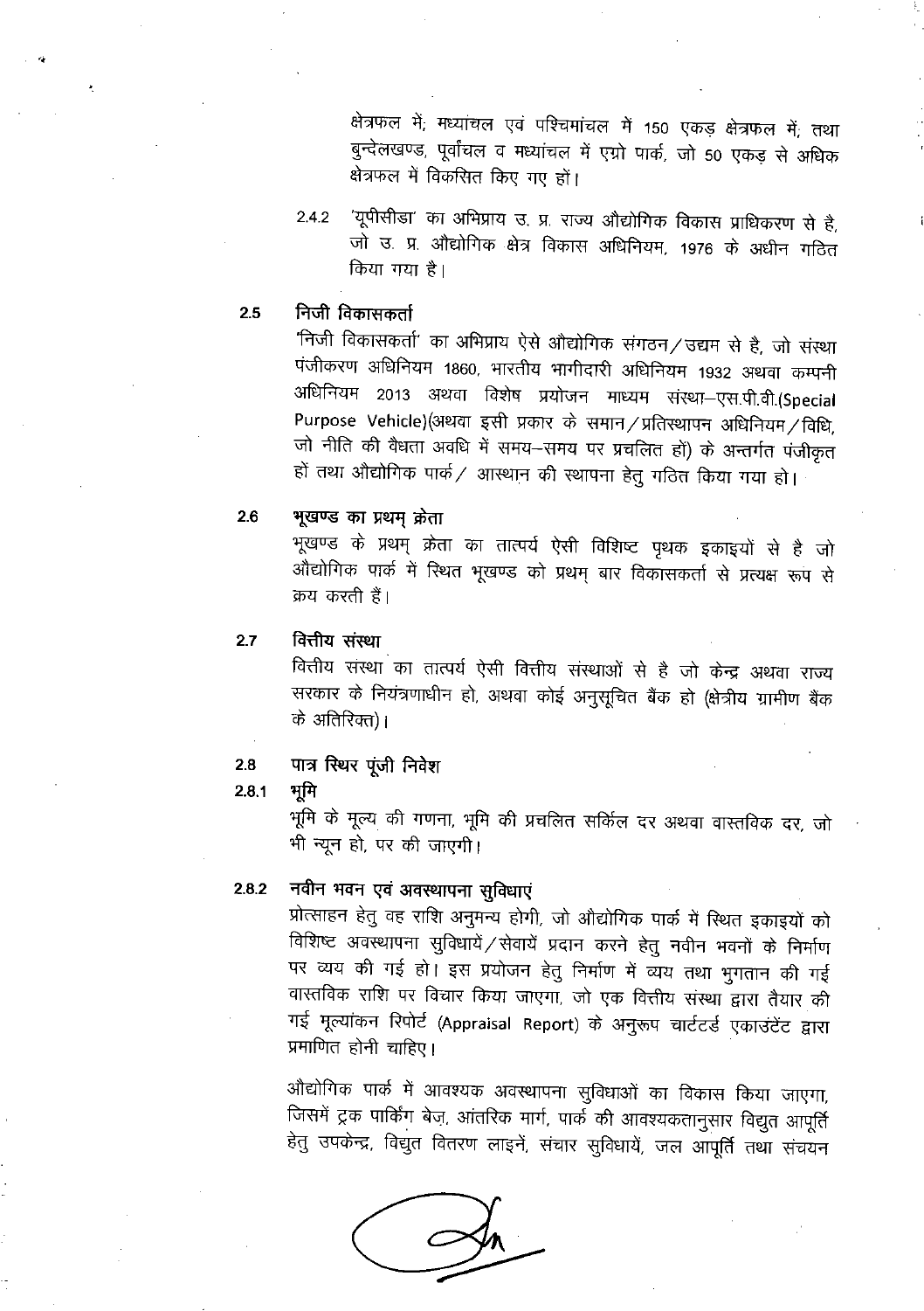क्षेत्रफल में; मध्यांचल एवं पश्चिमांचल में 150 एकड़ क्षेत्रफल में; तथा बुन्देलखण्ड, पूर्वांचल व मध्यांचल में एग्रो पार्क, जो 50 एकड़ से अधिक क्षेत्रफल में विकसित किए गए हों।

2.4.2 'यूपीसीडा' का अभिप्राय उ. प्र. राज्य औद्योगिक विकास प्राधिकरण से है, जो उ. प्र. औद्योगिक क्षेत्र विकास अधिनियम, 1976 के अधीन गठित किया गया है।

## 2.5 निजी विकासकर्ता

'निजी विकासकर्ता' का अभिप्राय ऐसे औद्योगिक संगठन/उद्यम से है, जो संस्था पंजीकरण अधिनियम 1860, भारतीय भागीदारी अधिनियम 1932 अथवा कम्पनी अधिनियम 2013 अथवा विशेष प्रयोजन माध्यम संस्था–एस.पी.वी.(Special Purpose Vehicle)(अथवा इसी प्रकार के समान/प्रतिस्थापन अधिनियम/विधि, जो नीति की वैधता अवधि में समय–समय पर प्रचलित हों) के अन्तर्गत पंजीकृत हों तथा औद्योगिक पार्क/ आस्थान की स्थापना हेतु गठित किया गया हो।

## 2.6 भूखण्ड का प्रथम् क्रेता

भूखण्ड के प्रथम् क्रेता का तात्पर्य ऐसी विशिष्ट पृथक इकाइयों से है जो औद्योगिक पार्क में स्थित भूखण्ड को प्रथम् बार विकासकर्ता से प्रत्यक्ष रूप से क्रय करती हैं।

## 2.7 वित्तीय संस्था

वित्तीय संस्था का तात्पर्य ऐसी वित्तीय संस्थाओं से है जो केन्द्र अथवा राज्य सरकार के नियंत्रणाधीन हो, अथवा कोई अनुसूचित बैंक हो (क्षेत्रीय ग्रामीण बैंक के अतिरिक्त)।

## 2.8 पात्र स्थिर पूंजी निवेश

### 2.8.1 भूमि

भूमि के मूल्य की गणना, भूमि की प्रचलित सर्किल दर अथवा वास्तविक दर, जो भी न्यून हो, पर की जाएगी।

### 2.8.2 नवीन भवन एवं अवस्थापना सुविधाएं

प्रोत्साहन हेतु वह राशि अनुमन्य होगी, जो औद्योगिक पार्क में स्थित इकाइयों को विशिष्ट अवस्थापना सुविधायें/सेवायें प्रदान करने हेतु नवीन भवनों के निर्माण पर व्यय की गई हो। इस प्रयोजन हेतु निर्माण में व्यय तथा भुगतान की गई वास्तविक राशि पर विचार किया जाएगा, जो एक वित्तीय संस्था द्वारा तैयार की गई मूल्यांकन रिपोर्ट (Appraisal Report) के अनुरूप चार्टर्ड एकाउंटेंट द्वारा प्रमाणित होनी चाहिए।

औद्योगिक पार्क में आवश्यक अवस्थापना सुविधाओं का विकास किया जाएगा, जिसमें ट्रक पार्किंग बेज़, आंतरिक मार्ग, पार्क की आवश्यकतानुसार विद्युत आपूर्ति हेतु उपकेन्द्र, विद्युत वितरण लाइनें, संचार सुविधायें, जल आपूर्ति तथा संचयन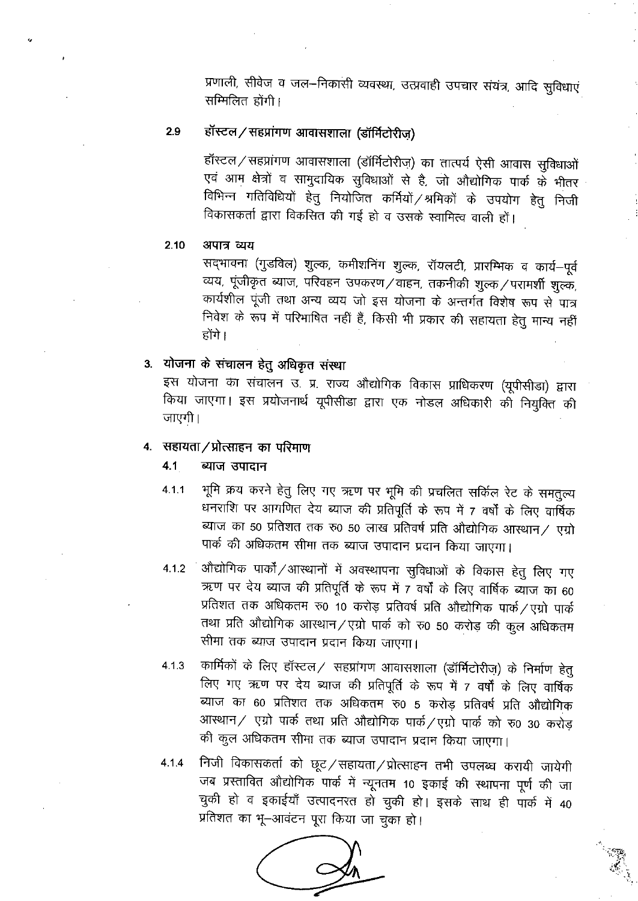प्रणाली, सीवेज व जल–निकासी व्यवस्था, उत्प्रवाही उपचार संयंत्र, आदि सुविधाएं सम्मिलित होंगी।

### 2.9 हॉस्टल/सहप्रांगण आवासशाला (डॉर्मिटोरीज़)

हॉस्टल/सहप्रांगण आवासशाला (डॉर्मिटोरीज़) का तात्पर्य ऐसी आवास सुविधाओं एवं आम क्षेत्रों व सामुदायिक सुविधाओं से है, जो औद्योगिक पार्क के भीतर विभिन्न गतिविधियों हेतु नियोजित कर्मियों/श्रमिकों के उपयोग हेतु निजी विकासकर्ता द्वारा विकसित की गई हो व उसके स्वामित्व वाली हों।

### 2.10 अपात्र व्यय

सद्भावना (गुडविल) शुल्क, कमीशनिंग शुल्क, रॉयल्टी, प्रारम्भिक व कार्य–पूर्व व्यय, पूंजीकृत ब्याज, परिवहन उपकरण/वाहन, तकनीकी शुल्क/परामर्शी शुल्क, कार्यशील पूंजी तथा अन्य व्यय जो इस योजना के अन्तर्गत विशेष रूप से पात्र निवेश के रूप में परिभाषित नहीं हैं, किसी भी प्रकार की सहायता हेतु मान्य नहीं होंगे।

## 3. योजना के संचालन हेतु अधिकृत संस्था

इस योजना का संचालन उ. प्र. राज्य औद्योगिक विकास प्राधिकरण (यूपीसीडा) द्वारा किया जाएगा। इस प्रयोजनार्थ यूपीसीडा द्वारा एक नोडल अधिकारी की नियुक्ति की जाएगी।

## 4. सहायता/प्रोत्साहन का परिमाण

### 4.1 ब्याज उपादान

4.1.1 भूमि क्रय करने हेतु लिए गए ऋण पर भूमि की प्रचलित सर्किल रेट के समतुल्य धनराशि पर आगणित देय ब्याज की प्रतिपूर्ति के रूप में 7 वर्षों के लिए वार्षिक ब्याज का 50 प्रतिशत तक रु0 50 लाख प्रतिवर्ष प्रति औद्योगिक आस्थान/ एग्रो पार्क की अधिकतम सीमा तक ब्याज उपादान प्रदान किया जाएगा।

4.1.2 औद्योगिक पार्कों/आस्थानों में अवस्थापना सुविधाओं के विकास हेतु लिए गए ऋण पर देय ब्याज की प्रतिपूर्ति के रूप में 7 वर्षों के लिए वार्षिक ब्याज का 60 प्रतिशत तक अधिकतम रु0 10 करोड़ प्रतिवर्ष प्रति औद्योगिक पार्क/एग्रो पार्क तथा प्रति औद्योगिक आस्थान/एग्रो पार्क को रु0 50 करोड़ की कुल अधिकतम सीमा तक ब्याज उपादान प्रदान किया जाएगा।

4.1.3 कार्मिकों के लिए हॉस्टल/ सहप्रांगण आवासशाला (डॉर्मिटोरीज़) के निर्माण हेतु लिए गए ऋण पर देय ब्याज की प्रतिपूर्ति के रूप में 7 वर्षों के लिए वार्षिक ब्याज का 60 प्रतिशत तक अधिकतम रु0 5 करोड़ प्रतिवर्ष प्रति औद्योगिक आस्थान/ एग्रो पार्क तथा प्रति औद्योगिक पार्क/एग्रो पार्क को रु0 30 करोड़ की कुल अधिकतम सीमा तक ब्याज उपादान प्रदान किया जाएगा।

4.1.4 निजी विकासकर्ता को छूट/सहायता/प्रोत्साहन तभी उपलब्ध करायी जायेगी जब प्रस्तावित औद्योगिक पार्क में न्यूनतम 10 इकाई की स्थापना पूर्ण की जा चुकी हो व इकाईयाँ उत्पादनरत हो चुकी हो। इसके साथ ही पार्क में 40 प्रतिशत का भू–आवंटन पूरा किया जा चुका हो।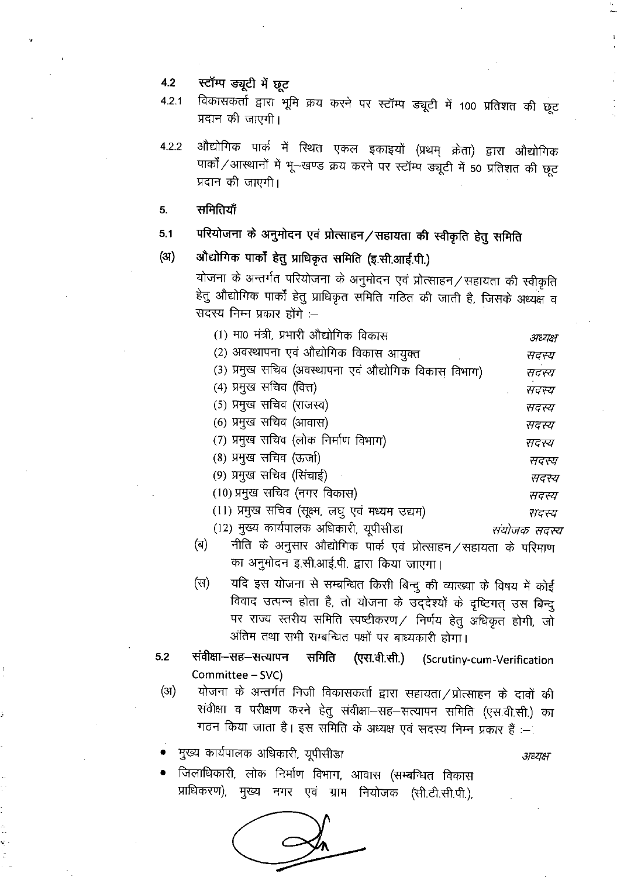### 4.2 स्टॉम्प ड्यूटी में छूट

4.2.1 विकासकर्ता द्वारा भूमि क्रय करने पर स्टॉम्प ड्यूटी में 100 प्रतिशत की छूट प्रदान की जाएगी।

4.2.2 औद्योगिक पार्क में स्थित एकल इकाइयों (प्रथम् क्रेता) द्वारा औद्योगिक पार्कों/आस्थानों में भू–खण्ड क्रय करने पर स्टॉम्प ड्यूटी में 50 प्रतिशत की छूट प्रदान की जाएगी।

## 5. समितियाँ

### 5.1 परियोजना के अनुमोदन एवं प्रोत्साहन/सहायता की स्वीकृति हेतु समिति

**(अ) औद्योगिक पार्कों हेतु प्राधिकृत समिति (इ.सी.आई.पी.)**

योजना के अन्तर्गत परियोजना के अनुमोदन एवं प्रोत्साहन/सहायता की स्वीकृति हेतु औद्योगिक पार्कों हेतु प्राधिकृत समिति गठित की जाती है, जिसके अध्यक्ष व सदस्य निम्न प्रकार होंगे :–

| | |
|---|---|
| (1) मा0 मंत्री, प्रभारी औद्योगिक विकास | *अध्यक्ष* |
| (2) अवस्थापना एवं औद्योगिक विकास आयुक्त | *सदस्य* |
| (3) प्रमुख सचिव (अवस्थापना एवं औद्योगिक विकास विभाग) | *सदस्य* |
| (4) प्रमुख सचिव (वित्त) | *सदस्य* |
| (5) प्रमुख सचिव (राजस्व) | *सदस्य* |
| (6) प्रमुख सचिव (आवास) | *सदस्य* |
| (7) प्रमुख सचिव (लोक निर्माण विभाग) | *सदस्य* |
| (8) प्रमुख सचिव (ऊर्जा) | *सदस्य* |
| (9) प्रमुख सचिव (सिंचाई) | *सदस्य* |
| (10) प्रमुख सचिव (नगर विकास) | *सदस्य* |
| (11) प्रमुख सचिव (सूक्ष्म, लघु एवं मध्यम उद्यम) | *सदस्य* |
| (12) मुख्य कार्यपालक अधिकारी, यूपीसीडा | *संयोजक सदस्य* |

(ब) नीति के अनुसार औद्योगिक पार्क एवं प्रोत्साहन/सहायता के परिमाण का अनुमोदन इ.सी.आई.पी. द्वारा किया जाएगा।

(स) यदि इस योजना से सम्बन्धित किसी बिन्दु की व्याख्या के विषय में कोई विवाद उत्पन्न होता है, तो योजना के उद्देश्यों के दृष्टिगत् उस बिन्दु पर राज्य स्तरीय समिति स्पष्टीकरण/ निर्णय हेतु अधिकृत होगी, जो अंतिम तथा सभी सम्बन्धित पक्षों पर बाध्यकारी होगा।

### 5.2 संवीक्षा–सह–सत्यापन समिति (एस.वी.सी.) (Scrutiny-cum-Verification Committee – SVC)

(अ) योजना के अन्तर्गत निजी विकासकर्ता द्वारा सहायता/प्रोत्साहन के दावों की संवीक्षा व परीक्षण करने हेतु संवीक्षा–सह–सत्यापन समिति (एस.वी.सी.) का गठन किया जाता है। इस समिति के अध्यक्ष एवं सदस्य निम्न प्रकार हैं :–

- मुख्य कार्यपालक अधिकारी, यूपीसीडा — *अध्यक्ष*
- जिलाधिकारी, लोक निर्माण विभाग, आवास (सम्बन्धित विकास प्राधिकरण), मुख्य नगर एवं ग्राम नियोजक (सी.टी.सी.पी.),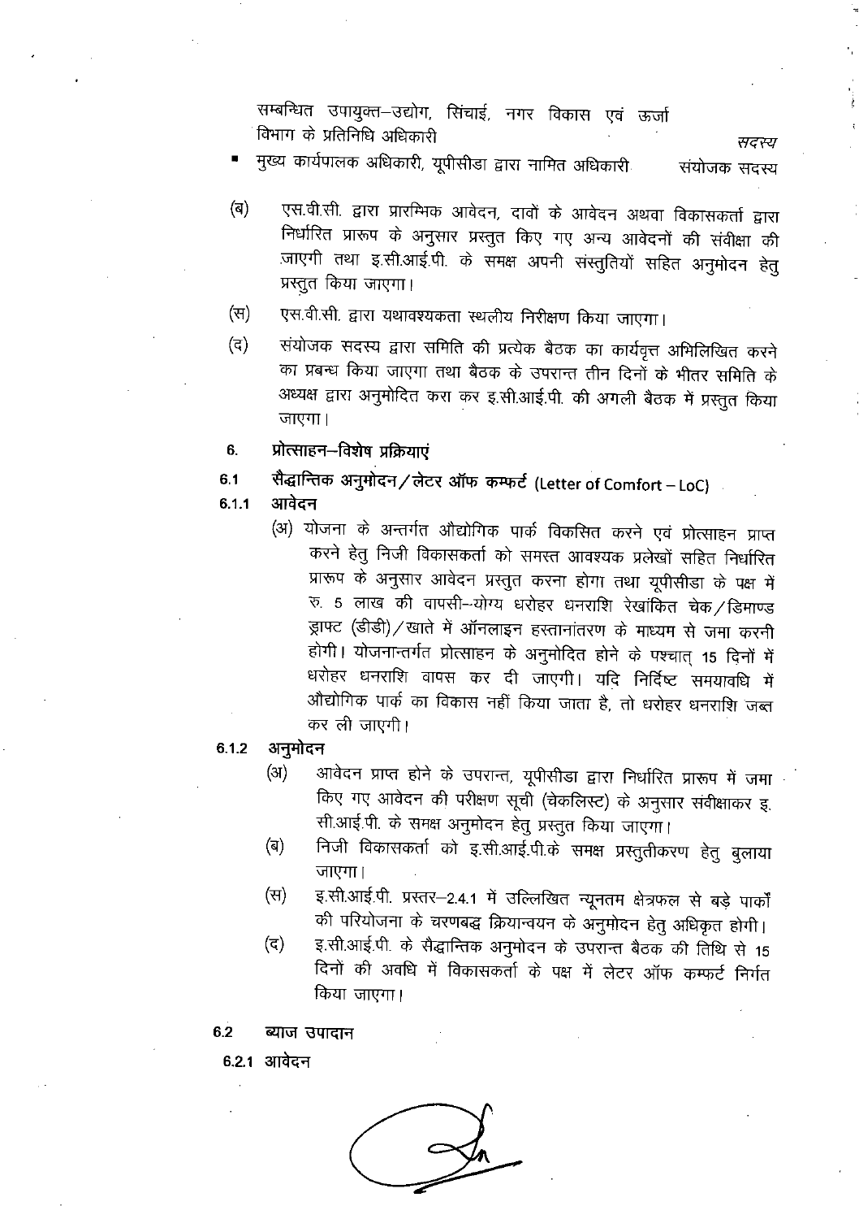सम्बन्धित उपायुक्त–उद्योग, सिंचाई, नगर विकास एवं ऊर्जा विभाग के प्रतिनिधि अधिकारी — सदस्य

- मुख्य कार्यपालक अधिकारी, यूपीसीडा द्वारा नामित अधिकारी — संयोजक सदस्य

(ब) एस.वी.सी. द्वारा प्रारम्भिक आवेदन, दावों के आवेदन अथवा विकासकर्ता द्वारा निर्धारित प्रारूप के अनुसार प्रस्तुत किए गए अन्य आवेदनों की संवीक्षा की जाएगी तथा इ.सी.आई.पी. के समक्ष अपनी संस्तुतियों सहित अनुमोदन हेतु प्रस्तुत किया जाएगा।

(स) एस.वी.सी. द्वारा यथावश्यकता स्थलीय निरीक्षण किया जाएगा।

(द) संयोजक सदस्य द्वारा समिति की प्रत्येक बैठक का कार्यवृत्त अभिलिखित करने का प्रबन्ध किया जाएगा तथा बैठक के उपरान्त तीन दिनों के भीतर समिति के अध्यक्ष द्वारा अनुमोदित करा कर इ.सी.आई.पी. की अगली बैठक में प्रस्तुत किया जाएगा।

## 6. प्रोत्साहन–विशेष प्रक्रियाएं

### 6.1 सैद्धान्तिक अनुमोदन / लेटर ऑफ कम्फर्ट (Letter of Comfort – LoC)

#### 6.1.1 आवेदन

(अ) योजना के अन्तर्गत औद्योगिक पार्क विकसित करने एवं प्रोत्साहन प्राप्त करने हेतु निजी विकासकर्ता को समस्त आवश्यक प्रलेखों सहित निर्धारित प्रारूप के अनुसार आवेदन प्रस्तुत करना होगा तथा यूपीसीडा के पक्ष में रु. 5 लाख की वापसी–योग्य धरोहर धनराशि रेखांकित चेक / डिमाण्ड ड्राफ्ट (डीडी) / खाते में ऑनलाइन हस्तानांतरण के माध्यम से जमा करनी होगी। योजनान्तर्गत प्रोत्साहन के अनुमोदित होने के पश्चात् 15 दिनों में धरोहर धनराशि वापस कर दी जाएगी। यदि निर्दिष्ट समयावधि में औद्योगिक पार्क का विकास नहीं किया जाता है, तो धरोहर धनराशि जब्त कर ली जाएगी।

#### 6.1.2 अनुमोदन

(अ) आवेदन प्राप्त होने के उपरान्त, यूपीसीडा द्वारा निर्धारित प्रारूप में जमा किए गए आवेदन की परीक्षण सूची (चेकलिस्ट) के अनुसार संवीक्षाकर इ.सी.आई.पी. के समक्ष अनुमोदन हेतु प्रस्तुत किया जाएगा।

(ब) निजी विकासकर्ता को इ.सी.आई.पी.के समक्ष प्रस्तुतीकरण हेतु बुलाया जाएगा।

(स) इ.सी.आई.पी. प्रस्तर–2.4.1 में उल्लिखित न्यूनतम क्षेत्रफल से बड़े पार्कों की परियोजना के चरणबद्ध क्रियान्वयन के अनुमोदन हेतु अधिकृत होगी।

(द) इ.सी.आई.पी. के सैद्धान्तिक अनुमोदन के उपरान्त बैठक की तिथि से 15 दिनों की अवधि में विकासकर्ता के पक्ष में लेटर ऑफ कम्फर्ट निर्गत किया जाएगा।

### 6.2 ब्याज उपादान

#### 6.2.1 आवेदन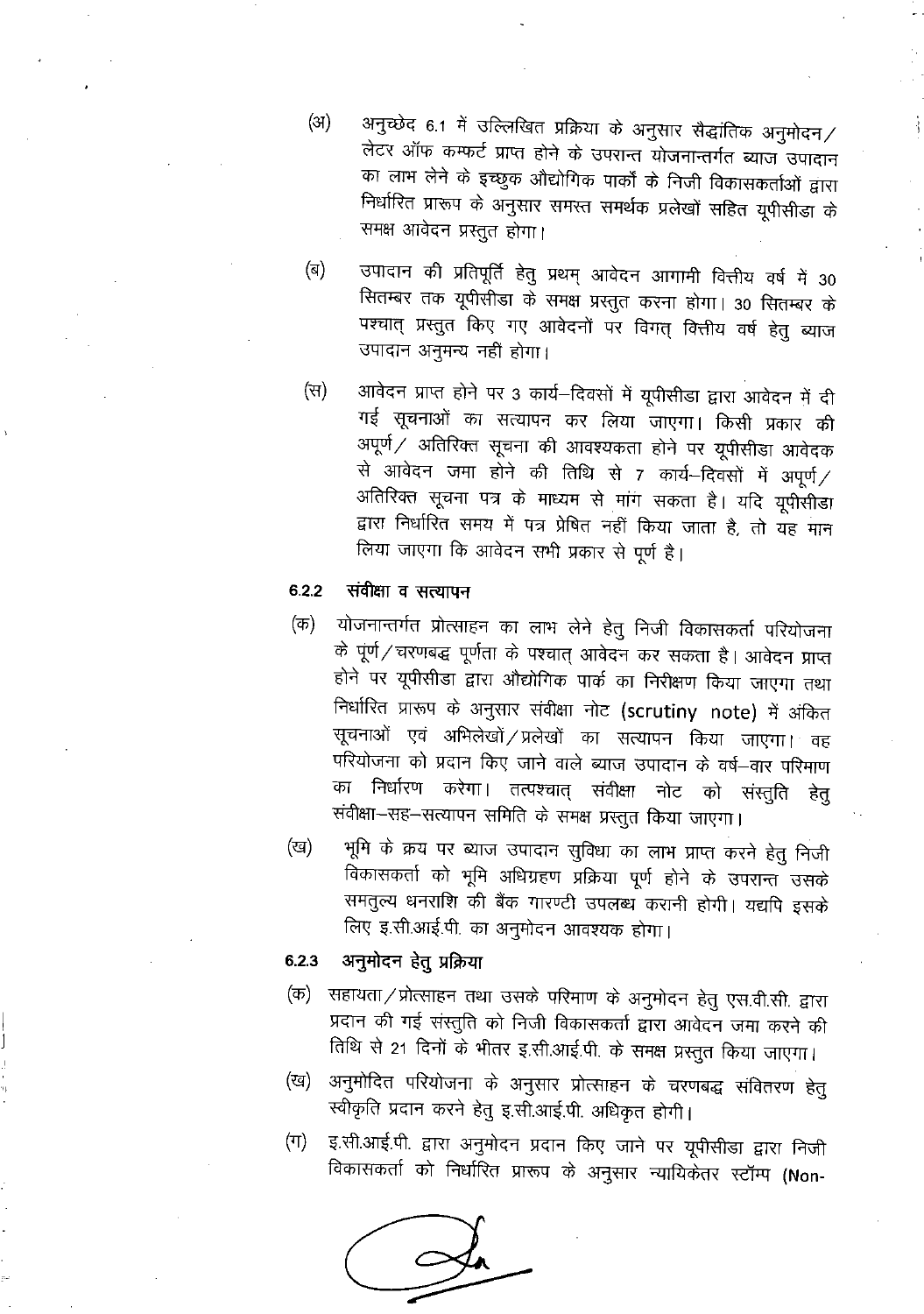(अ) अनुच्छेद 6.1 में उल्लिखित प्रक्रिया के अनुसार सैद्धांतिक अनुमोदन/लेटर ऑफ कम्फर्ट प्राप्त होने के उपरान्त योजनान्तर्गत ब्याज उपादान का लाभ लेने के इच्छुक औद्योगिक पार्कों के निजी विकासकर्ताओं द्वारा निर्धारित प्रारूप के अनुसार समस्त समर्थक प्रलेखों सहित यूपीसीडा के समक्ष आवेदन प्रस्तुत होगा।

(ब) उपादान की प्रतिपूर्ति हेतु प्रथम् आवेदन आगामी वित्तीय वर्ष में 30 सितम्बर तक यूपीसीडा के समक्ष प्रस्तुत करना होगा। 30 सितम्बर के पश्चात् प्रस्तुत किए गए आवेदनों पर विगत् वित्तीय वर्ष हेतु ब्याज उपादान अनुमन्य नहीं होगा।

(स) आवेदन प्राप्त होने पर 3 कार्य–दिवसों में यूपीसीडा द्वारा आवेदन में दी गई सूचनाओं का सत्यापन कर लिया जाएगा। किसी प्रकार की अपूर्ण/ अतिरिक्त सूचना की आवश्यकता होने पर यूपीसीडा आवेदक से आवेदन जमा होने की तिथि से 7 कार्य–दिवसों में अपूर्ण/ अतिरिक्त सूचना पत्र के माध्यम से मांग सकता है। यदि यूपीसीडा द्वारा निर्धारित समय में पत्र प्रेषित नहीं किया जाता है, तो यह मान लिया जाएगा कि आवेदन सभी प्रकार से पूर्ण है।

### 6.2.2 संवीक्षा व सत्यापन

(क) योजनान्तर्गत प्रोत्साहन का लाभ लेने हेतु निजी विकासकर्ता परियोजना के पूर्ण/चरणबद्ध पूर्णता के पश्चात् आवेदन कर सकता है। आवेदन प्राप्त होने पर यूपीसीडा द्वारा औद्योगिक पार्क का निरीक्षण किया जाएगा तथा निर्धारित प्रारूप के अनुसार संवीक्षा नोट (scrutiny note) में अंकित सूचनाओं एवं अभिलेखों/प्रलेखों का सत्यापन किया जाएगा। वह परियोजना को प्रदान किए जाने वाले ब्याज उपादान के वर्ष–वार परिमाण का निर्धारण करेगा। तत्पश्चात् संवीक्षा नोट को संस्तुति हेतु संवीक्षा–सह–सत्यापन समिति के समक्ष प्रस्तुत किया जाएगा।

(ख) भूमि के क्रय पर ब्याज उपादान सुविधा का लाभ प्राप्त करने हेतु निजी विकासकर्ता को भूमि अधिग्रहण प्रक्रिया पूर्ण होने के उपरान्त उसके समतुल्य धनराशि की बैंक गारण्टी उपलब्ध करानी होगी। यद्यपि इसके लिए इ.सी.आई.पी. का अनुमोदन आवश्यक होगा।

### 6.2.3 अनुमोदन हेतु प्रक्रिया

(क) सहायता/प्रोत्साहन तथा उसके परिमाण के अनुमोदन हेतु एस.वी.सी. द्वारा प्रदान की गई संस्तुति को निजी विकासकर्ता द्वारा आवेदन जमा करने की तिथि से 21 दिनों के भीतर इ.सी.आई.पी. के समक्ष प्रस्तुत किया जाएगा।

(ख) अनुमोदित परियोजना के अनुसार प्रोत्साहन के चरणबद्ध संवितरण हेतु स्वीकृति प्रदान करने हेतु इ.सी.आई.पी. अधिकृत होगी।

(ग) इ.सी.आई.पी. द्वारा अनुमोदन प्रदान किए जाने पर यूपीसीडा द्वारा निजी विकासकर्ता को निर्धारित प्रारूप के अनुसार न्यायिकेतर स्टॉम्प (Non-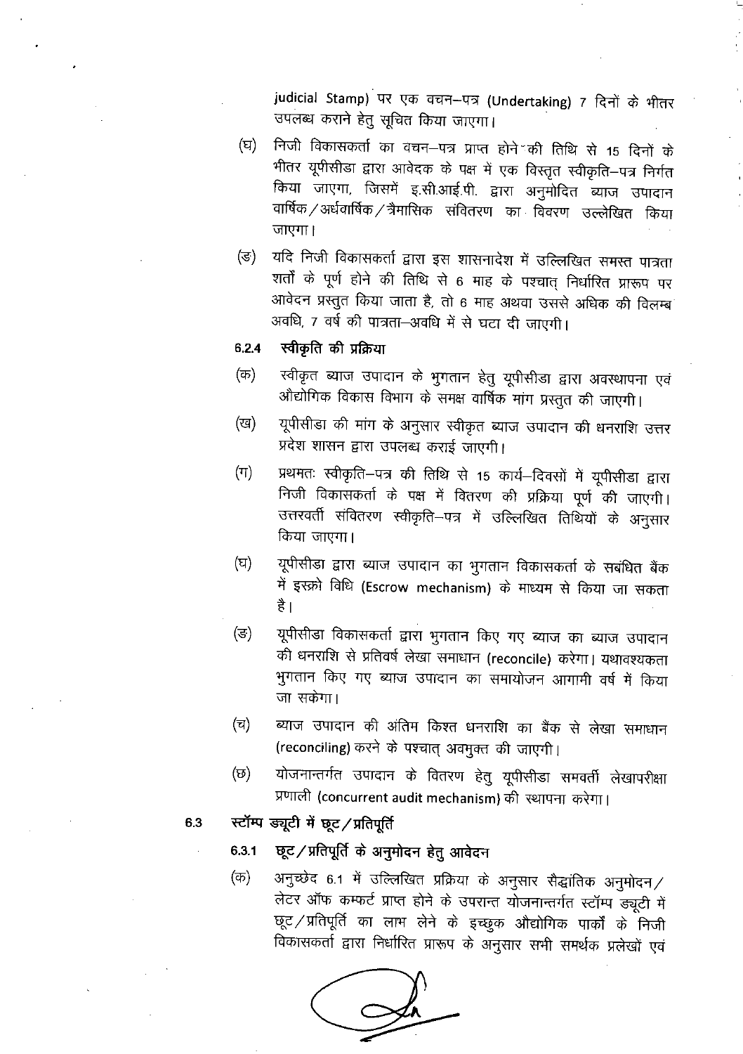judicial Stamp) पर एक वचन–पत्र (Undertaking) 7 दिनों के भीतर उपलब्ध कराने हेतु सूचित किया जाएगा।

(घ) निजी विकासकर्ता का वचन–पत्र प्राप्त होने की तिथि से 15 दिनों के भीतर यूपीसीडा द्वारा आवेदक के पक्ष में एक विस्तृत स्वीकृति–पत्र निर्गत किया जाएगा, जिसमें इ.सी.आई.पी. द्वारा अनुमोदित ब्याज उपादान वार्षिक/अर्धवार्षिक/त्रैमासिक संवितरण का विवरण उल्लेखित किया जाएगा।

(ङ) यदि निजी विकासकर्ता द्वारा इस शासनादेश में उल्लिखित समस्त पात्रता शर्तों के पूर्ण होने की तिथि से 6 माह के पश्चात् निर्धारित प्रारूप पर आवेदन प्रस्तुत किया जाता है, तो 6 माह अथवा उससे अधिक की विलम्ब अवधि, 7 वर्ष की पात्रता–अवधि में से घटा दी जाएगी।

**6.2.4 स्वीकृति की प्रक्रिया**

(क) स्वीकृत ब्याज उपादान के भुगतान हेतु यूपीसीडा द्वारा अवस्थापना एवं औद्योगिक विकास विभाग के समक्ष वार्षिक मांग प्रस्तुत की जाएगी।

(ख) यूपीसीडा की मांग के अनुसार स्वीकृत ब्याज उपादान की धनराशि उत्तर प्रदेश शासन द्वारा उपलब्ध कराई जाएगी।

(ग) प्रथमतः स्वीकृति–पत्र की तिथि से 15 कार्य–दिवसों में यूपीसीडा द्वारा निजी विकासकर्ता के पक्ष में वितरण की प्रक्रिया पूर्ण की जाएगी। उत्तरवर्ती संवितरण स्वीकृति–पत्र में उल्लिखित तिथियों के अनुसार किया जाएगा।

(घ) यूपीसीडा द्वारा ब्याज उपादान का भुगतान विकासकर्ता के सबंधित बैंक में इस्क्रो विधि (Escrow mechanism) के माध्यम से किया जा सकता है।

(ङ) यूपीसीडा विकासकर्ता द्वारा भुगतान किए गए ब्याज का ब्याज उपादान की धनराशि से प्रतिवर्ष लेखा समाधान (reconcile) करेगा। यथावश्यकता भुगतान किए गए ब्याज उपादान का समायोजन आगामी वर्ष में किया जा सकेगा।

(च) ब्याज उपादान की अंतिम किश्त धनराशि का बैंक से लेखा समाधान (reconciling) करने के पश्चात् अवमुक्त की जाएगी।

(छ) योजनान्तर्गत उपादान के वितरण हेतु यूपीसीडा समवर्ती लेखापरीक्षा प्रणाली (concurrent audit mechanism) की स्थापना करेगा।

## 6.3 स्टॉम्प ड्यूटी में छूट/प्रतिपूर्ति

**6.3.1 छूट/प्रतिपूर्ति के अनुमोदन हेतु आवेदन**

(क) अनुच्छेद 6.1 में उल्लिखित प्रक्रिया के अनुसार सैद्धांतिक अनुमोदन/लेटर ऑफ कम्फर्ट प्राप्त होने के उपरान्त योजनान्तर्गत स्टॉम्प ड्यूटी में छूट/प्रतिपूर्ति का लाभ लेने के इच्छुक औद्योगिक पार्कों के निजी विकासकर्ता द्वारा निर्धारित प्रारूप के अनुसार सभी समर्थक प्रलेखों एवं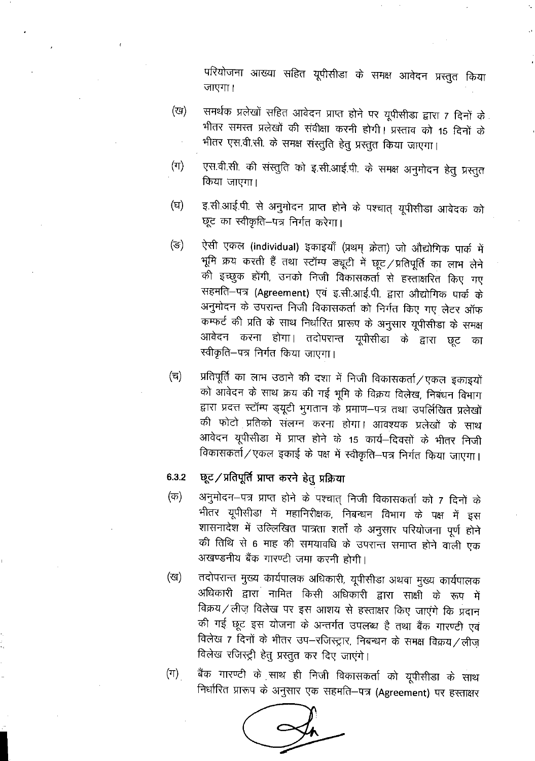परियोजना आख्या सहित यूपीसीडा के समक्ष आवेदन प्रस्तुत किया जाएगा।

(ख) समर्थक प्रलेखों सहित आवेदन प्राप्त होने पर यूपीसीडा द्वारा 7 दिनों के भीतर समस्त प्रलेखों की संवीक्षा करनी होगी। प्रस्ताव को 15 दिनों के भीतर एस.वी.सी. के समक्ष संस्तुति हेतु प्रस्तुत किया जाएगा।

(ग) एस.वी.सी. की संस्तुति को इ.सी.आई.पी. के समक्ष अनुमोदन हेतु प्रस्तुत किया जाएगा।

(घ) इ.सी.आई.पी. से अनुमोदन प्राप्त होने के पश्चात् यूपीसीडा आवेदक को छूट का स्वीकृति–पत्र निर्गत करेगा।

(ङ) ऐसी एकल (individual) इकाइयाँ (प्रथम् क्रेता) जो औद्योगिक पार्क में भूमि क्रय करती हैं तथा स्टॉम्प ड्यूटी में छूट/प्रतिपूर्ति का लाभ लेने की इच्छुक होंगी, उनको निजी विकासकर्ता से हस्ताक्षरित किए गए सहमति–पत्र (Agreement) एवं इ.सी.आई.पी. द्वारा औद्योगिक पार्क के अनुमोदन के उपरान्त निजी विकासकर्ता को निर्गत किए गए लेटर ऑफ कम्फर्ट की प्रति के साथ निर्धारित प्रारूप के अनुसार यूपीसीडा के समक्ष आवेदन करना होगा। तदोपरान्त यूपीसीडा के द्वारा छूट का स्वीकृति–पत्र निर्गत किया जाएगा।

(च) प्रतिपूर्ति का लाभ उठाने की दशा में निजी विकासकर्ता/एकल इकाइयों को आवेदन के साथ क्रय की गई भूमि के विक्रय विलेख, निबंधन विभाग द्वारा प्रदत्त स्टॉम्प ड्यूटी भुगतान के प्रमाण–पत्र तथा उपर्लिखित प्रलेखों की फोटो प्रतिको संलग्न करना होगा। आवश्यक प्रलेखों के साथ आवेदन यूपीसीडा में प्राप्त होने के 15 कार्य–दिवसों के भीतर निजी विकासकर्ता/एकल इकाई के पक्ष में स्वीकृति–पत्र निर्गत किया जाएगा।

**6.3.2 छूट/प्रतिपूर्ति प्राप्त करने हेतु प्रक्रिया**

(क) अनुमोदन–पत्र प्राप्त होने के पश्चात् निजी विकासकर्ता को 7 दिनों के भीतर यूपीसीडा में महानिरीक्षक, निबन्धन विभाग के पक्ष में इस शासनादेश में उल्लिखित पात्रता शर्तों के अनुसार परियोजना पूर्ण होने की तिथि से 6 माह की समयावधि के उपरान्त समाप्त होने वाली एक अखण्डनीय बैंक गारण्टी जमा करनी होगी।

(ख) तदोपरान्त मुख्य कार्यपालक अधिकारी, यूपीसीडा अथवा मुख्य कार्यपालक अधिकारी द्वारा नामित किसी अधिकारी द्वारा साक्षी के रूप में विक्रय/लीज़ विलेख पर इस आशय से हस्ताक्षर किए जाएंगे कि प्रदान की गई छूट इस योजना के अन्तर्गत उपलब्ध है तथा बैंक गारण्टी एवं विलेख 7 दिनों के भीतर उप–रजिस्ट्रार, निबन्धन के समक्ष विक्रय/लीज़ विलेख रजिस्ट्री हेतु प्रस्तुत कर दिए जाएंगे।

(ग) बैंक गारण्टी के साथ ही निजी विकासकर्ता को यूपीसीडा के साथ निर्धारित प्रारूप के अनुसार एक सहमति–पत्र (Agreement) पर हस्ताक्षर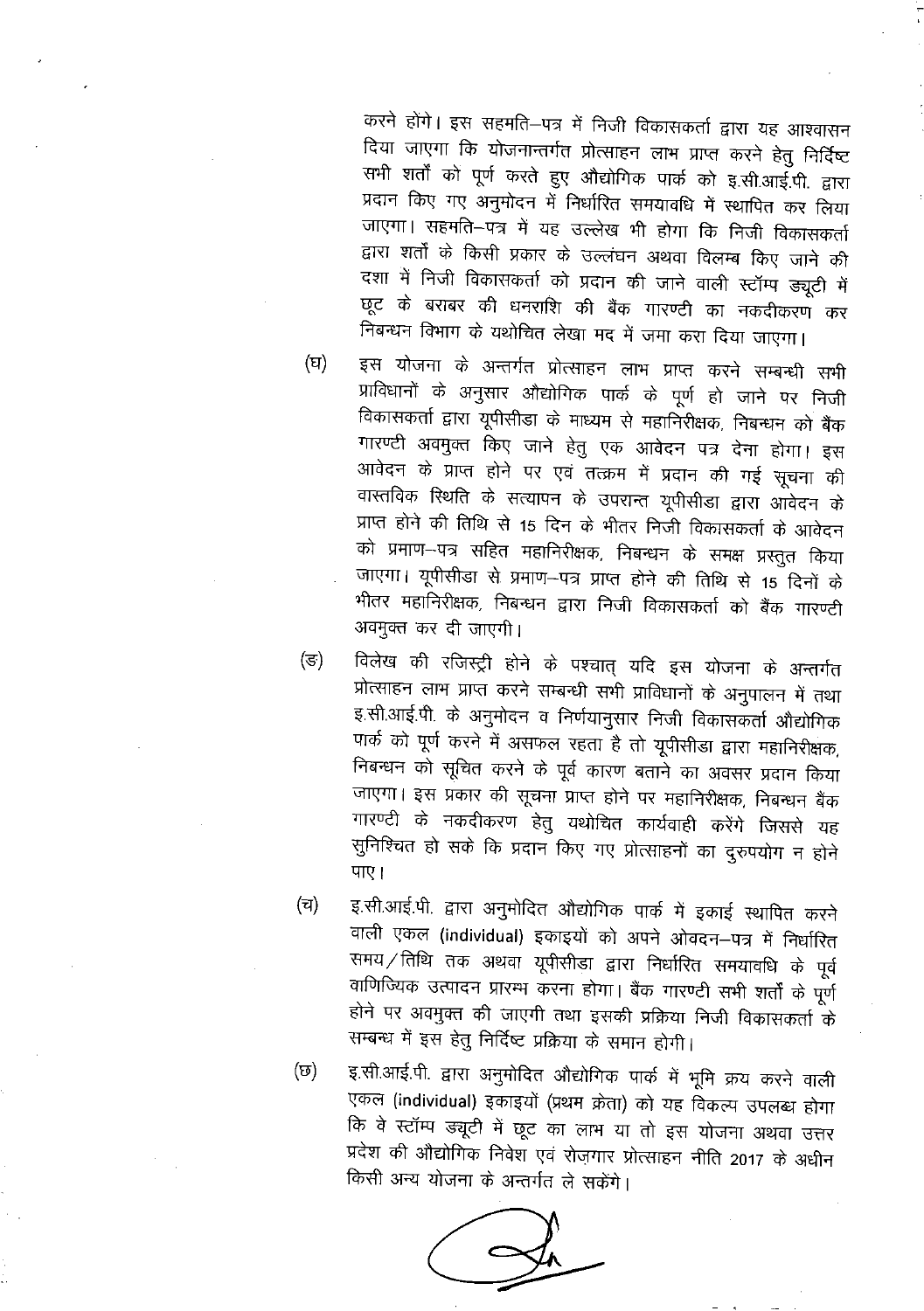करने होंगे। इस सहमति–पत्र में निजी विकासकर्ता द्वारा यह आश्वासन दिया जाएगा कि योजनान्तर्गत प्रोत्साहन लाभ प्राप्त करने हेतु निर्दिष्ट सभी शर्तों को पूर्ण करते हुए औद्योगिक पार्क को इ.सी.आई.पी. द्वारा प्रदान किए गए अनुमोदन में निर्धारित समयावधि में स्थापित कर लिया जाएगा। सहमति–पत्र में यह उल्लेख भी होगा कि निजी विकासकर्ता द्वारा शर्तों के किसी प्रकार के उल्लंघन अथवा विलम्ब किए जाने की दशा में निजी विकासकर्ता को प्रदान की जाने वाली स्टॉम्प ड्यूटी में छूट के बराबर की धनराशि की बैंक गारण्टी का नकदीकरण कर निबन्धन विभाग के यथोचित लेखा मद में जमा करा दिया जाएगा।

(घ) इस योजना के अन्तर्गत प्रोत्साहन लाभ प्राप्त करने सम्बन्धी सभी प्राविधानों के अनुसार औद्योगिक पार्क के पूर्ण हो जाने पर निजी विकासकर्ता द्वारा यूपीसीडा के माध्यम से महानिरीक्षक, निबन्धन को बैंक गारण्टी अवमुक्त किए जाने हेतु एक आवेदन पत्र देना होगा। इस आवेदन के प्राप्त होने पर एवं तत्क्रम में प्रदान की गई सूचना की वास्तविक स्थिति के सत्यापन के उपरान्त यूपीसीडा द्वारा आवेदन के प्राप्त होने की तिथि से 15 दिन के भीतर निजी विकासकर्ता के आवेदन को प्रमाण–पत्र सहित महानिरीक्षक, निबन्धन के समक्ष प्रस्तुत किया जाएगा। यूपीसीडा से प्रमाण–पत्र प्राप्त होने की तिथि से 15 दिनों के भीतर महानिरीक्षक, निबन्धन द्वारा निजी विकासकर्ता को बैंक गारण्टी अवमुक्त कर दी जाएगी।

(ङ) विलेख की रजिस्ट्री होने के पश्चात् यदि इस योजना के अन्तर्गत प्रोत्साहन लाभ प्राप्त करने सम्बन्धी सभी प्राविधानों के अनुपालन में तथा इ.सी.आई.पी. के अनुमोदन व निर्णयानुसार निजी विकासकर्ता औद्योगिक पार्क को पूर्ण करने में असफल रहता है तो यूपीसीडा द्वारा महानिरीक्षक, निबन्धन को सूचित करने के पूर्व कारण बताने का अवसर प्रदान किया जाएगा। इस प्रकार की सूचना प्राप्त होने पर महानिरीक्षक, निबन्धन बैंक गारण्टी के नकदीकरण हेतु यथोचित कार्यवाही करेंगे जिससे यह सुनिश्चित हो सके कि प्रदान किए गए प्रोत्साहनों का दुरुपयोग न होने पाए।

(च) इ.सी.आई.पी. द्वारा अनुमोदित औद्योगिक पार्क में इकाई स्थापित करने वाली एकल (individual) इकाइयों को अपने आवेदन–पत्र में निर्धारित समय/तिथि तक अथवा यूपीसीडा द्वारा निर्धारित समयावधि के पूर्व वाणिज्यिक उत्पादन प्रारम्भ करना होगा। बैंक गारण्टी सभी शर्तों के पूर्ण होने पर अवमुक्त की जाएगी तथा इसकी प्रक्रिया निजी विकासकर्ता के सम्बन्ध में इस हेतु निर्दिष्ट प्रक्रिया के समान होगी।

(छ) इ.सी.आई.पी. द्वारा अनुमोदित औद्योगिक पार्क में भूमि क्रय करने वाली एकल (individual) इकाइयों (प्रथम क्रेता) को यह विकल्प उपलब्ध होगा कि वे स्टॉम्प ड्यूटी में छूट का लाभ या तो इस योजना अथवा उत्तर प्रदेश की औद्योगिक निवेश एवं रोज़गार प्रोत्साहन नीति 2017 के अधीन किसी अन्य योजना के अन्तर्गत ले सकेंगे।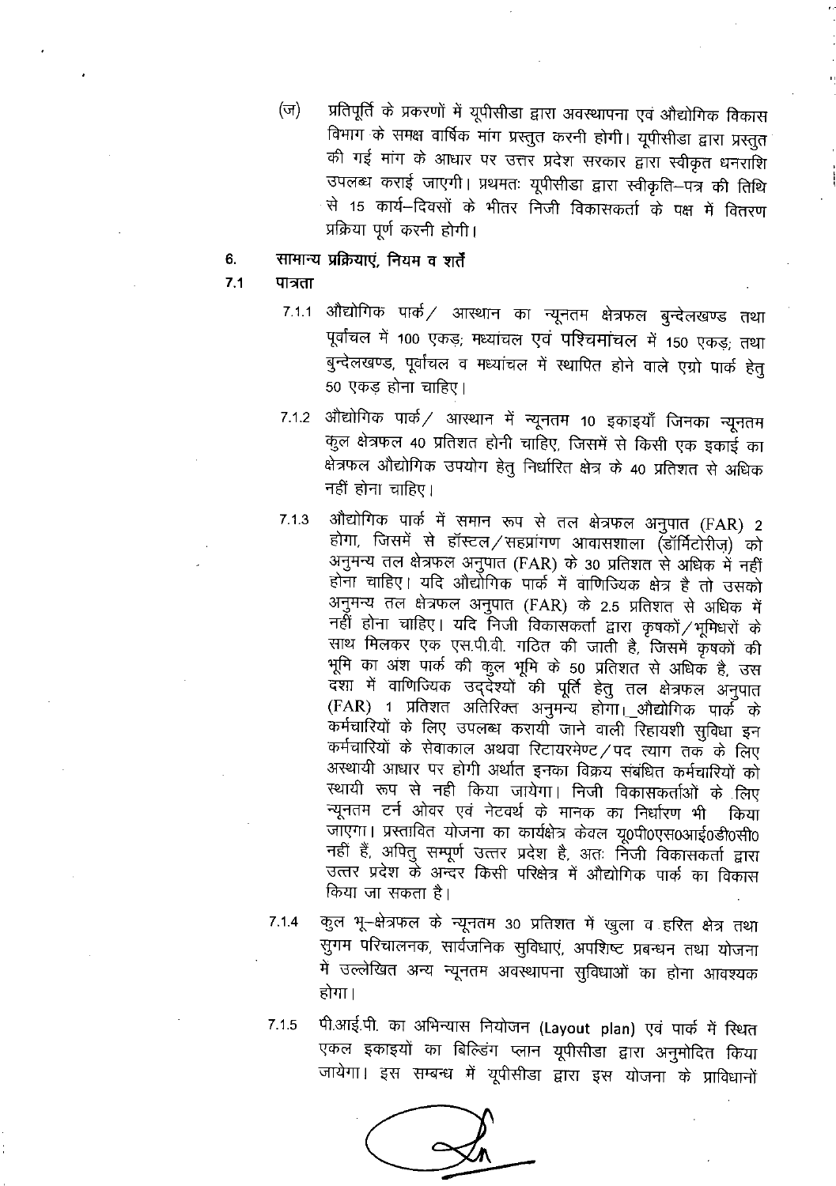(ज) प्रतिपूर्ति के प्रकरणों में यूपीसीडा द्वारा अवस्थापना एवं औद्योगिक विकास विभाग के समक्ष वार्षिक मांग प्रस्तुत करनी होगी। यूपीसीडा द्वारा प्रस्तुत की गई मांग के आधार पर उत्तर प्रदेश सरकार द्वारा स्वीकृत धनराशि उपलब्ध कराई जाएगी। प्रथमतः यूपीसीडा द्वारा स्वीकृति–पत्र की तिथि से 15 कार्य–दिवसों के भीतर निजी विकासकर्ता के पक्ष में वितरण प्रक्रिया पूर्ण करनी होगी।

## 6. सामान्य प्रक्रियाएं, नियम व शर्तें

### 7.1 पात्रता

7.1.1 औद्योगिक पार्क / आस्थान का न्यूनतम क्षेत्रफल बुन्देलखण्ड तथा पूर्वांचल में 100 एकड़; मध्यांचल एवं पश्चिमांचल में 150 एकड़; तथा बुन्देलखण्ड, पूर्वांचल व मध्यांचल में स्थापित होने वाले एग्रो पार्क हेतु 50 एकड़ होना चाहिए।

7.1.2 औद्योगिक पार्क / आस्थान में न्यूनतम 10 इकाइयाँ जिनका न्यूनतम कुल क्षेत्रफल 40 प्रतिशत होनी चाहिए, जिसमें से किसी एक इकाई का क्षेत्रफल औद्योगिक उपयोग हेतु निर्धारित क्षेत्र के 40 प्रतिशत से अधिक नहीं होना चाहिए।

7.1.3 औद्योगिक पार्क में समान रूप से तल क्षेत्रफल अनुपात (FAR) 2 होगा, जिसमें से हॉस्टल/सहप्रांगण आवासशाला (डॉर्मिटोरीज़) को अनुमन्य तल क्षेत्रफल अनुपात (FAR) के 30 प्रतिशत से अधिक में नहीं होना चाहिए। यदि औद्योगिक पार्क में वाणिज्यिक क्षेत्र है तो उसको अनुमन्य तल क्षेत्रफल अनुपात (FAR) के 2.5 प्रतिशत से अधिक में नहीं होना चाहिए। यदि निजी विकासकर्ता द्वारा कृषकों/भूमिधरों के साथ मिलकर एक एस.पी.वी. गठित की जाती है, जिसमें कृषकों की भूमि का अंश पार्क की कुल भूमि के 50 प्रतिशत से अधिक है, उस दशा में वाणिज्यिक उद्देश्यों की पूर्ति हेतु तल क्षेत्रफल अनुपात (FAR) 1 प्रतिशत अतिरिक्त अनुमन्य होगा। औद्योगिक पार्क के कर्मचारियों के लिए उपलब्ध करायी जाने वाली रिहायशी सुविधा इन कर्मचारियों के सेवाकाल अथवा रिटायरमेण्ट/पद त्याग तक के लिए अस्थायी आधार पर होगी अर्थात इनका विक्रय संबंधित कर्मचारियों को स्थायी रूप से नही किया जायेगा। निजी विकासकर्ताओं के लिए न्यूनतम टर्न ओवर एवं नेटवर्थ के मानक का निर्धारण भी किया जाएगा। प्रस्तावित योजना का कार्यक्षेत्र केवल यू0पी0एस0आई0डी0सी0 नहीं हैं, अपितु सम्पूर्ण उत्तर प्रदेश है, अतः निजी विकासकर्ता द्वारा उत्तर प्रदेश के अन्दर किसी परिक्षेत्र में औद्योगिक पार्क का विकास किया जा सकता है।

7.1.4 कुल भू–क्षेत्रफल के न्यूनतम 30 प्रतिशत में खुला व हरित क्षेत्र तथा सुगम परिचालनक, सार्वजनिक सुविधाएं, अपशिष्ट प्रबन्धन तथा योजना में उल्लेखित अन्य न्यूनतम अवस्थापना सुविधाओं का होना आवश्यक होगा।

7.1.5 पी.आई.पी. का अभिन्यास नियोजन (Layout plan) एवं पार्क में स्थित एकल इकाइयों का बिल्डिंग प्लान यूपीसीडा द्वारा अनुमोदित किया जायेगा। इस सम्बन्ध में यूपीसीडा द्वारा इस योजना के प्राविधानों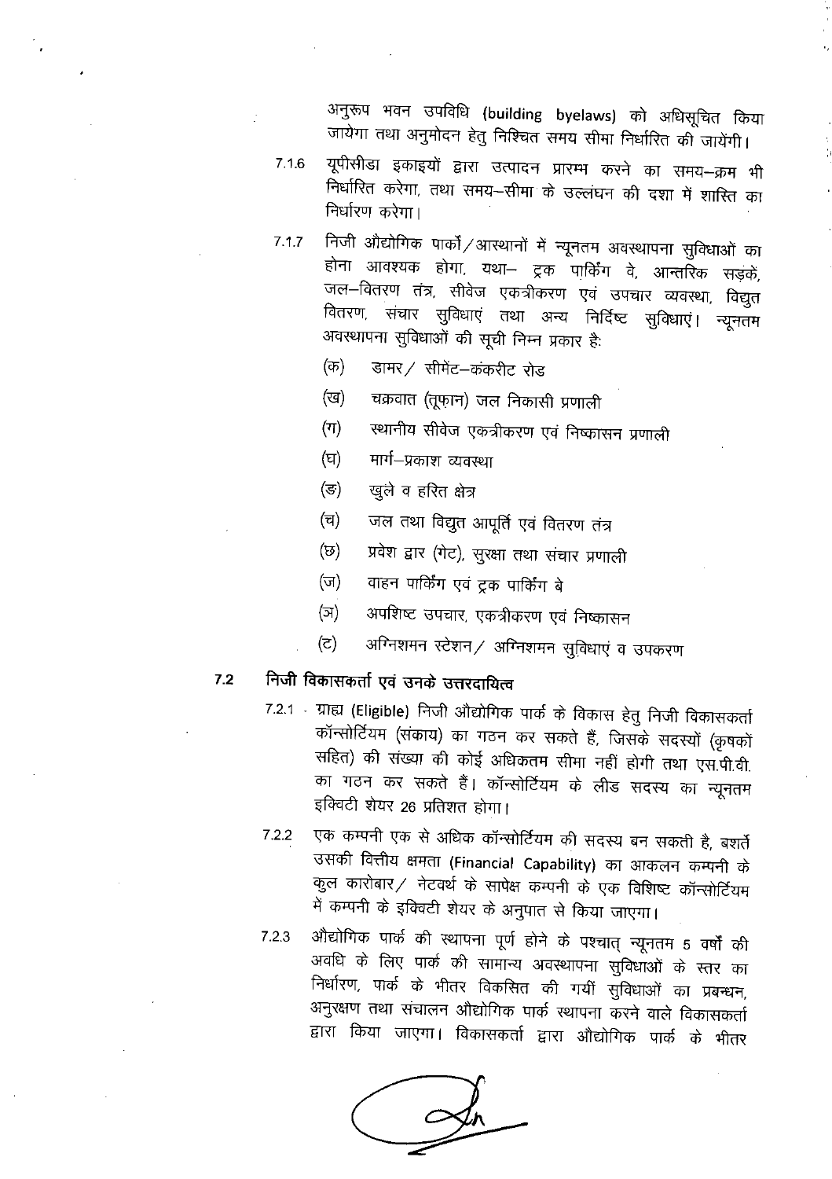अनुरूप भवन उपविधि (building byelaws) को अधिसूचित किया जायेगा तथा अनुमोदन हेतु निश्चित समय सीमा निर्धारित की जायेंगी।

7.1.6 यूपीसीडा इकाइयों द्वारा उत्पादन प्रारम्भ करने का समय–क्रम भी निर्धारित करेगा, तथा समय–सीमा के उल्लंघन की दशा में शास्ति का निर्धारण करेगा।

7.1.7 निजी औद्योगिक पार्कों/आस्थानों में न्यूनतम अवस्थापना सुविधाओं का होना आवश्यक होगा, यथा– ट्रक पार्किंग वे, आन्तरिक सड़कें, जल–वितरण तंत्र, सीवेज एकत्रीकरण एवं उपचार व्यवस्था, विद्युत वितरण, संचार सुविधाएं तथा अन्य निर्दिष्ट सुविधाएं। न्यूनतम अवस्थापना सुविधाओं की सूची निम्न प्रकार है:

- (क) डामर/ सीमेंट–कंकरीट रोड
- (ख) चक्रवात (तूफ़ान) जल निकासी प्रणाली
- (ग) स्थानीय सीवेज एकत्रीकरण एवं निष्कासन प्रणाली
- (घ) मार्ग–प्रकाश व्यवस्था
- (ङ) खुले व हरित क्षेत्र
- (च) जल तथा विद्युत आपूर्ति एवं वितरण तंत्र
- (छ) प्रवेश द्वार (गेट), सुरक्षा तथा संचार प्रणाली
- (ज) वाहन पार्किंग एवं ट्रक पार्किंग बे
- (ञ) अपशिष्ट उपचार, एकत्रीकरण एवं निष्कासन
- (ट) अग्निशमन स्टेशन/ अग्निशमन सुविधाएं व उपकरण

## 7.2 निजी विकासकर्ता एवं उनके उत्तरदायित्व

7.2.1 ग्राह्य (Eligible) निजी औद्योगिक पार्क के विकास हेतु निजी विकासकर्ता कॉन्सोर्टियम (संकाय) का गठन कर सकते हैं, जिसके सदस्यों (कृषकों सहित) की संख्या की कोई अधिकतम सीमा नहीं होगी तथा एस.पी.वी. का गठन कर सकते हैं। कॉन्सोर्टियम के लीड सदस्य का न्यूनतम इक्विटी शेयर 26 प्रतिशत होगा।

7.2.2 एक कम्पनी एक से अधिक कॉन्सोर्टियम की सदस्य बन सकती है, बशर्ते उसकी वित्तीय क्षमता (Financial Capability) का आकलन कम्पनी के कुल कारोबार/ नेटवर्थ के सापेक्ष कम्पनी के एक विशिष्ट कॉन्सोर्टियम में कम्पनी के इक्विटी शेयर के अनुपात से किया जाएगा।

7.2.3 औद्योगिक पार्क की स्थापना पूर्ण होने के पश्चात् न्यूनतम 5 वर्षों की अवधि के लिए पार्क की सामान्य अवस्थापना सुविधाओं के स्तर का निर्धारण, पार्क के भीतर विकसित की गयीं सुविधाओं का प्रबन्धन, अनुरक्षण तथा संचालन औद्योगिक पार्क स्थापना करने वाले विकासकर्ता द्वारा किया जाएगा। विकासकर्ता द्वारा औद्योगिक पार्क के भीतर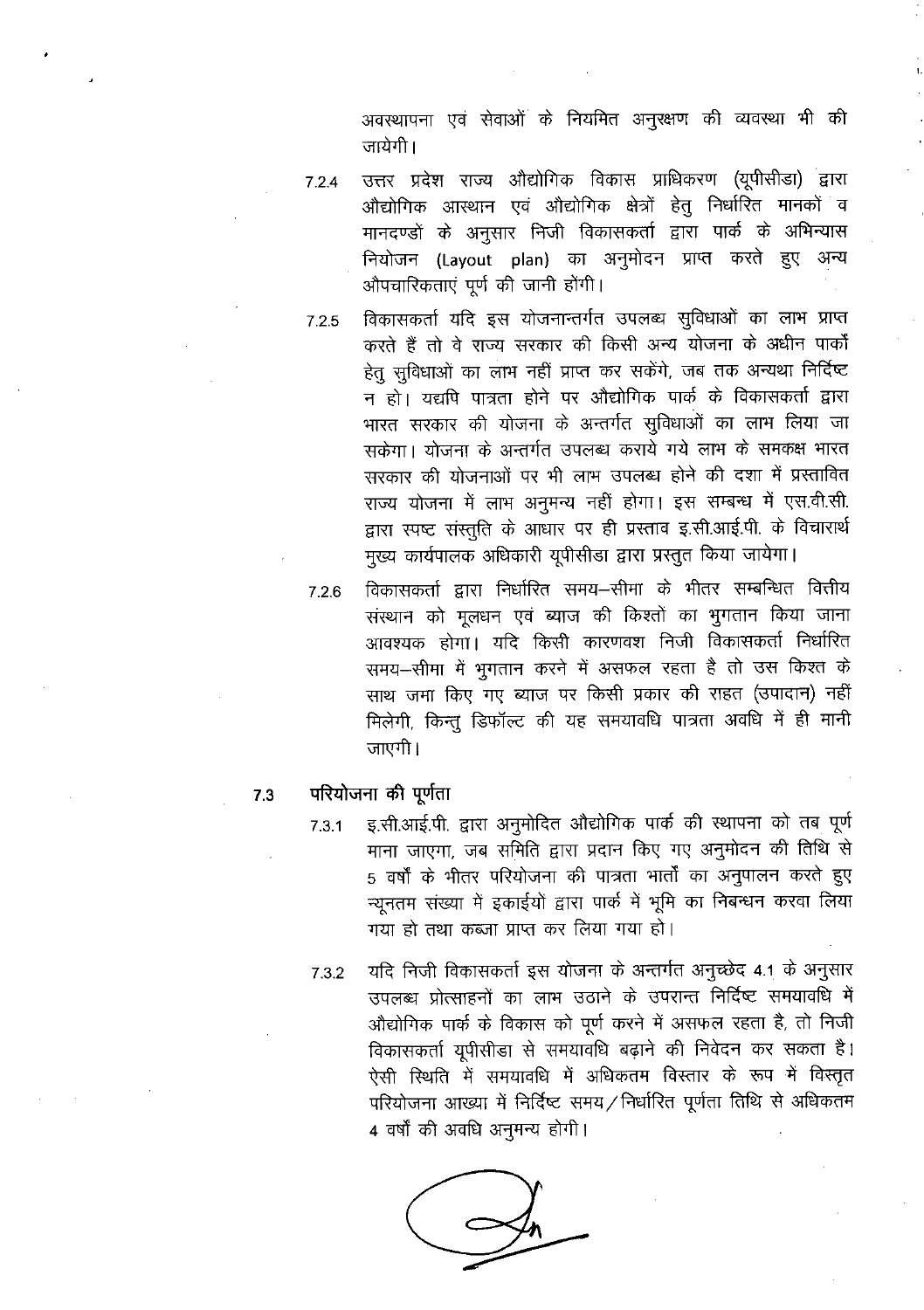अवस्थापना एवं सेवाओं के नियमित अनुरक्षण की व्यवस्था भी की जायेगी।

7.2.4 उत्तर प्रदेश राज्य औद्योगिक विकास प्राधिकरण (यूपीसीडा) द्वारा औद्योगिक आस्थान एवं औद्योगिक क्षेत्रों हेतु निर्धारित मानकों व मानदण्डों के अनुसार निजी विकासकर्ता द्वारा पार्क के अभिन्यास नियोजन (Layout plan) का अनुमोदन प्राप्त करते हुए अन्य औपचारिकताएं पूर्ण की जानी होंगी।

7.2.5 विकासकर्ता यदि इस योजनान्तर्गत उपलब्ध सुविधाओं का लाभ प्राप्त करते हैं तो वे राज्य सरकार की किसी अन्य योजना के अधीन पार्कों हेतु सुविधाओं का लाभ नहीं प्राप्त कर सकेंगे, जब तक अन्यथा निर्दिष्ट न हो। यद्यपि पात्रता होने पर औद्योगिक पार्क के विकासकर्ता द्वारा भारत सरकार की योजना के अन्तर्गत सुविधाओं का लाभ लिया जा सकेगा। योजना के अन्तर्गत उपलब्ध कराये गये लाभ के समकक्ष भारत सरकार की योजनाओं पर भी लाभ उपलब्ध होने की दशा में प्रस्तावित राज्य योजना में लाभ अनुमन्य नहीं होगा। इस सम्बन्ध में एस.वी.सी. द्वारा स्पष्ट संस्तुति के आधार पर ही प्रस्ताव इ.सी.आई.पी. के विचारार्थ मुख्य कार्यपालक अधिकारी यूपीसीडा द्वारा प्रस्तुत किया जायेगा।

7.2.6 विकासकर्ता द्वारा निर्धारित समय–सीमा के भीतर सम्बन्धित वित्तीय संस्थान को मूलधन एवं ब्याज की किश्तों का भुगतान किया जाना आवश्यक होगा। यदि किसी कारणवश निजी विकासकर्ता निर्धारित समय–सीमा में भुगतान करने में असफल रहता है तो उस किश्त के साथ जमा किए गए ब्याज पर किसी प्रकार की राहत (उपादान) नहीं मिलेगी, किन्तु डिफॉल्ट की यह समयावधि पात्रता अवधि में ही मानी जाएगी।

## 7.3 परियोजना की पूर्णता

7.3.1 इ.सी.आई.पी. द्वारा अनुमोदित औद्योगिक पार्क की स्थापना को तब पूर्ण माना जाएगा, जब समिति द्वारा प्रदान किए गए अनुमोदन की तिथि से 5 वर्षों के भीतर परियोजना की पात्रता शर्तों का अनुपालन करते हुए न्यूनतम संख्या में इकाईयों द्वारा पार्क में भूमि का निबन्धन करवा लिया गया हो तथा कब्जा प्राप्त कर लिया गया हो।

7.3.2 यदि निजी विकासकर्ता इस योजना के अन्तर्गत अनुच्छेद 4.1 के अनुसार उपलब्ध प्रोत्साहनों का लाभ उठाने के उपरान्त निर्दिष्ट समयावधि में औद्योगिक पार्क के विकास को पूर्ण करने में असफल रहता है, तो निजी विकासकर्ता यूपीसीडा से समयावधि बढ़ाने की निवेदन कर सकता है। ऐसी स्थिति में समयावधि में अधिकतम विस्तार के रूप में विस्तृत परियोजना आख्या में निर्दिष्ट समय/निर्धारित पूर्णता तिथि से अधिकतम 4 वर्षों की अवधि अनुमन्य होगी।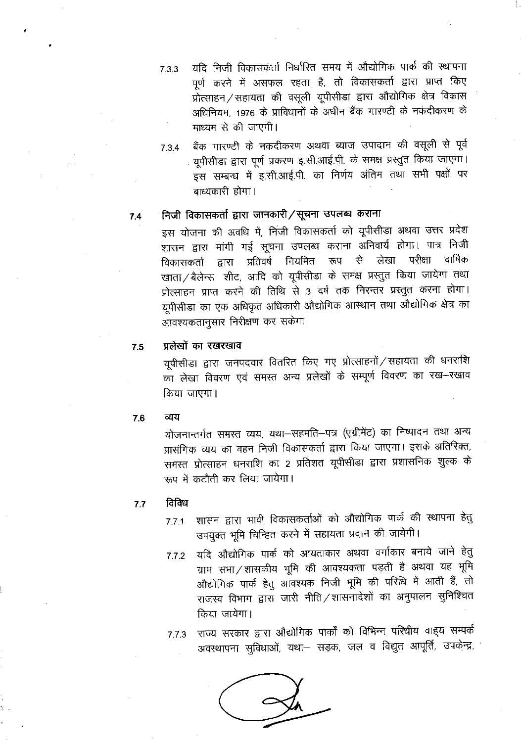7.3.3 यदि निजी विकासकर्ता निर्धारित समय में औद्योगिक पार्क की स्थापना पूर्ण करने में असफल रहता है, तो विकासकर्ता द्वारा प्राप्त किए प्रोत्साहन/सहायता की वसूली यूपीसीडा द्वारा औद्योगिक क्षेत्र विकास अधिनियम, 1976 के प्राविधानों के अधीन बैंक गारण्टी के नकदीकरण के माध्यम से की जाएगी।

7.3.4 बैंक गारण्टी के नकदीकरण अथवा ब्याज उपादान की वसूली से पूर्व यूपीसीडा द्वारा पूर्ण प्रकरण इ.सी.आई.पी. के समक्ष प्रस्तुत किया जाएगा। इस सम्बन्ध में इ.सी.आई.पी. का निर्णय अंतिम तथा सभी पक्षों पर बाध्यकारी होगा।

## 7.4 निजी विकासकर्ता द्वारा जानकारी/सूचना उपलब्ध कराना

इस योजना की अवधि में, निजी विकासकर्ता को यूपीसीडा अथवा उत्तर प्रदेश शासन द्वारा मांगी गई सूचना उपलब्ध कराना अनिवार्य होगा। पात्र निजी विकासकर्ता द्वारा प्रतिवर्ष नियमित रूप से लेखा परीक्षा वार्षिक खाता/बैलेन्स शीट, आदि को यूपीसीडा के समक्ष प्रस्तुत किया जायेगा तथा प्रोत्साहन प्राप्त करने की तिथि से 3 वर्ष तक निरन्तर प्रस्तुत करना होगा। यूपीसीडा का एक अधिकृत अधिकारी औद्योगिक आस्थान तथा औद्योगिक क्षेत्र का आवश्यकतानुसार निरीक्षण कर सकेगा।

## 7.5 प्रलेखों का रखरखाव

यूपीसीडा द्वारा जनपदवार वितरित किए गए प्रोत्साहनों/सहायता की धनराशि का लेखा विवरण एवं समस्त अन्य प्रलेखों के सम्पूर्ण विवरण का रख–रखाव किया जाएगा।

## 7.6 व्यय

योजनान्तर्गत समस्त व्यय, यथा–सहमति–पत्र (एग्रीमेंट) का निष्पादन तथा अन्य प्रासंगिक व्यय का वहन निजी विकासकर्ता द्वारा किया जाएगा। इसके अतिरिक्त, समस्त प्रोत्साहन धनराशि का 2 प्रतिशत यूपीसीडा द्वारा प्रशासनिक शुल्क के रूप में कटौती कर लिया जायेगा।

## 7.7 विविध

7.7.1 शासन द्वारा भावी विकासकर्ताओं को औद्योगिक पार्क की स्थापना हेतु उपयुक्त भूमि चिन्हित करने में सहायता प्रदान की जायेगी।

7.7.2 यदि औद्योगिक पार्क को आयताकार अथवा वर्गाकार बनाये जाने हेतु ग्राम सभा/शासकीय भूमि की आवश्यकता पड़ती है अथवा यह भूमि औद्योगिक पार्क हेतु आवश्यक निजी भूमि की परिधि में आती हैं, तो राजस्व विभाग द्वारा जारी नीति/शासनादेशों का अनुपालन सुनिश्चित किया जायेगा।

7.7.3 राज्य सरकार द्वारा औद्योगिक पार्कों को विभिन्न परिधीय वाह्य सम्पर्क अवस्थापना सुविधाओं, यथा– सड़क, जल व विद्युत आपूर्ति, उपकेन्द्र,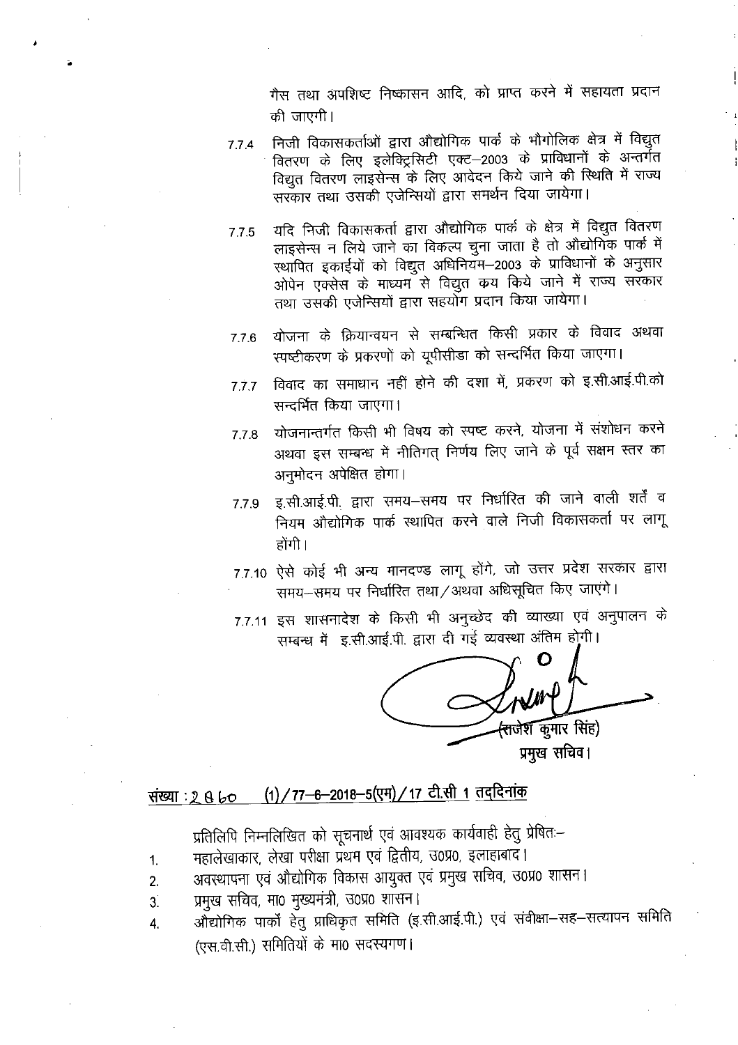गैस तथा अपशिष्ट निष्कासन आदि, को प्राप्त करने में सहायता प्रदान की जाएगी।

7.7.4 निजी विकासकर्ताओं द्वारा औद्योगिक पार्क के भौगोलिक क्षेत्र में विद्युत वितरण के लिए इलेक्ट्रिसिटी एक्ट–2003 के प्राविधानों के अन्तर्गत विद्युत वितरण लाइसेन्स के लिए आवेदन किये जाने की स्थिति में राज्य सरकार तथा उसकी एजेन्सियों द्वारा समर्थन दिया जायेगा।

7.7.5 यदि निजी विकासकर्ता द्वारा औद्योगिक पार्क के क्षेत्र में विद्युत वितरण लाइसेन्स न लिये जाने का विकल्प चुना जाता है तो औद्योगिक पार्क में स्थापित इकाईयों को विद्युत अधिनियम–2003 के प्राविधानों के अनुसार ओपेन एक्सेस के माध्यम से विद्युत क्रय किये जाने में राज्य सरकार तथा उसकी एजेन्सियों द्वारा सहयोग प्रदान किया जायेगा।

7.7.6 योजना के क्रियान्वयन से सम्बन्धित किसी प्रकार के विवाद अथवा स्पष्टीकरण के प्रकरणों को यूपीसीडा को सन्दर्भित किया जाएगा।

7.7.7 विवाद का समाधान नहीं होने की दशा में, प्रकरण को इ.सी.आई.पी.को सन्दर्भित किया जाएगा।

7.7.8 योजनान्तर्गत किसी भी विषय को स्पष्ट करने, योजना में संशोधन करने अथवा इस सम्बन्ध में नीतिगत् निर्णय लिए जाने के पूर्व सक्षम स्तर का अनुमोदन अपेक्षित होगा।

7.7.9 इ.सी.आई.पी. द्वारा समय–समय पर निर्धारित की जाने वाली शर्तें व नियम औद्योगिक पार्क स्थापित करने वाले निजी विकासकर्ता पर लागू होंगी।

7.7.10 ऐसे कोई भी अन्य मानदण्ड लागू होंगे, जो उत्तर प्रदेश सरकार द्वारा समय–समय पर निर्धारित तथा/अथवा अधिसूचित किए जाएंगे।

7.7.11 इस शासनादेश के किसी भी अनुच्छेद की व्याख्या एवं अनुपालन के सम्बन्ध में इ.सी.आई.पी. द्वारा दी गई व्यवस्था अंतिम होगी।

(राजेश कुमार सिंह)
प्रमुख सचिव।

<u>संख्या : 2860 (1)/77–6–2018–5(एम)/17 टी.सी 1 तद्दिनांक</u>

प्रतिलिपि निम्नलिखित को सूचनार्थ एवं आवश्यक कार्यवाही हेतु प्रेषितः–

1. महालेखाकार, लेखा परीक्षा प्रथम एवं द्वितीय, उ0प्र0, इलाहाबाद।
2. अवस्थापना एवं औद्योगिक विकास आयुक्त एवं प्रमुख सचिव, उ0प्र0 शासन।
3. प्रमुख सचिव, मा0 मुख्यमंत्री, उ0प्र0 शासन।
4. औद्योगिक पार्कों हेतु प्राधिकृत समिति (इ.सी.आई.पी.) एवं संवीक्षा–सह–सत्यापन समिति (एस.वी.सी.) समितियों के मा0 सदस्यगण।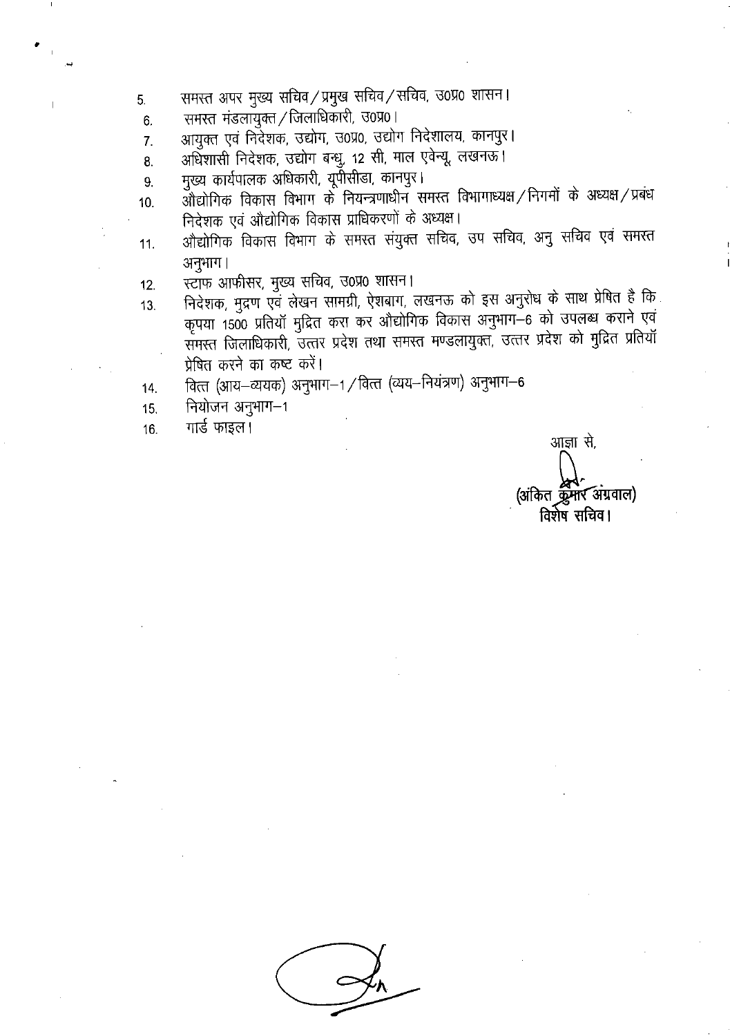5. समस्त अपर मुख्य सचिव/प्रमुख सचिव/सचिव, उ0प्र0 शासन।
6. समस्त मंडलायुक्त/जिलाधिकारी, उ0प्र0।
7. आयुक्त एवं निदेशक, उद्योग, उ0प्र0, उद्योग निदेशालय, कानपुर।
8. अधिशासी निदेशक, उद्योग बन्धु, 12 सी, माल एवेन्यू, लखनऊ।
9. मुख्य कार्यपालक अधिकारी, यूपीसीडा, कानपुर।
10. औद्योगिक विकास विभाग के नियन्त्रणाधीन समस्त विभागाध्यक्ष/निगमों के अध्यक्ष/प्रबंध निदेशक एवं औद्योगिक विकास प्राधिकरणों के अध्यक्ष।
11. औद्योगिक विकास विभाग के समस्त संयुक्त सचिव, उप सचिव, अनु सचिव एवं समस्त अनुभाग।
12. स्टाफ आफीसर, मुख्य सचिव, उ0प्र0 शासन।
13. निदेशक, मुद्रण एवं लेखन सामग्री, ऐशबाग, लखनऊ को इस अनुरोध के साथ प्रेषित है कि कृपया 1500 प्रतियॉ मुद्रित करा कर औद्योगिक विकास अनुभाग–6 को उपलब्ध कराने एवं समस्त जिलाधिकारी, उत्तर प्रदेश तथा समस्त मण्डलायुक्त, उत्तर प्रदेश को मुद्रित प्रतियॉ प्रेषित करने का कष्ट करें।
14. वित्त (आय–व्ययक) अनुभाग–1/वित्त (व्यय–नियंत्रण) अनुभाग–6
15. नियोजन अनुभाग–1
16. गार्ड फाइल।

आज्ञा से,

(अंकित कुमार अग्रवाल)
विशेष सचिव।